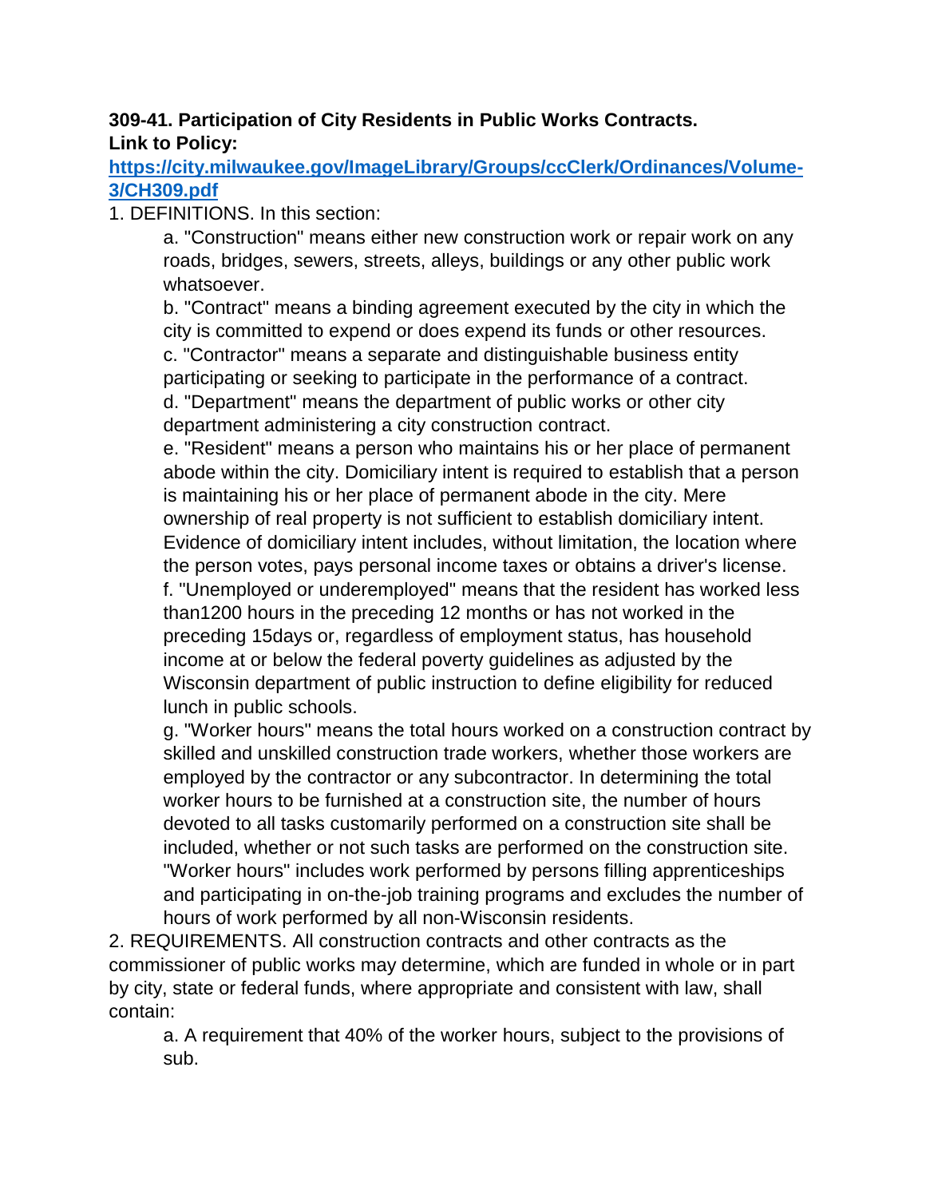**309-41. Participation of City Residents in Public Works Contracts.**
**Link to Policy:**
**[https://city.milwaukee.gov/ImageLibrary/Groups/ccClerk/Ordinances/Volume-3/CH309.pdf](https://city.milwaukee.gov/ImageLibrary/Groups/ccClerk/Ordinances/Volume-3/CH309.pdf)**

1. DEFINITIONS. In this section:

    a. "Construction" means either new construction work or repair work on any roads, bridges, sewers, streets, alleys, buildings or any other public work whatsoever.

    b. "Contract" means a binding agreement executed by the city in which the city is committed to expend or does expend its funds or other resources.

    c. "Contractor" means a separate and distinguishable business entity participating or seeking to participate in the performance of a contract.

    d. "Department" means the department of public works or other city department administering a city construction contract.

    e. "Resident" means a person who maintains his or her place of permanent abode within the city. Domiciliary intent is required to establish that a person is maintaining his or her place of permanent abode in the city. Mere ownership of real property is not sufficient to establish domiciliary intent. Evidence of domiciliary intent includes, without limitation, the location where the person votes, pays personal income taxes or obtains a driver's license.

    f. "Unemployed or underemployed" means that the resident has worked less than1200 hours in the preceding 12 months or has not worked in the preceding 15days or, regardless of employment status, has household income at or below the federal poverty guidelines as adjusted by the Wisconsin department of public instruction to define eligibility for reduced lunch in public schools.

    g. "Worker hours" means the total hours worked on a construction contract by skilled and unskilled construction trade workers, whether those workers are employed by the contractor or any subcontractor. In determining the total worker hours to be furnished at a construction site, the number of hours devoted to all tasks customarily performed on a construction site shall be included, whether or not such tasks are performed on the construction site. "Worker hours" includes work performed by persons filling apprenticeships and participating in on-the-job training programs and excludes the number of hours of work performed by all non-Wisconsin residents.

2. REQUIREMENTS. All construction contracts and other contracts as the commissioner of public works may determine, which are funded in whole or in part by city, state or federal funds, where appropriate and consistent with law, shall contain:

    a. A requirement that 40% of the worker hours, subject to the provisions of sub.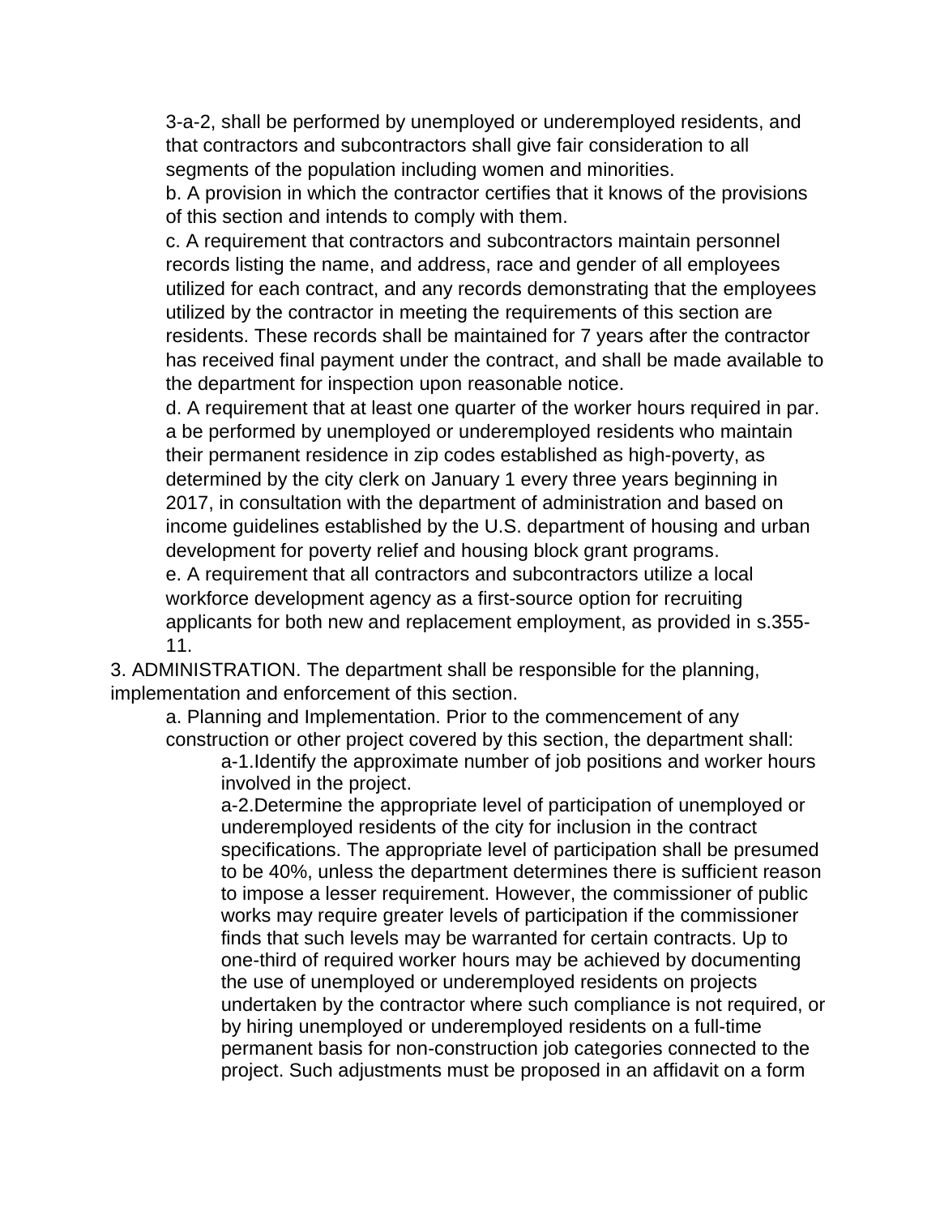3-a-2, shall be performed by unemployed or underemployed residents, and that contractors and subcontractors shall give fair consideration to all segments of the population including women and minorities.

b. A provision in which the contractor certifies that it knows of the provisions of this section and intends to comply with them.

c. A requirement that contractors and subcontractors maintain personnel records listing the name, and address, race and gender of all employees utilized for each contract, and any records demonstrating that the employees utilized by the contractor in meeting the requirements of this section are residents. These records shall be maintained for 7 years after the contractor has received final payment under the contract, and shall be made available to the department for inspection upon reasonable notice.

d. A requirement that at least one quarter of the worker hours required in par. a be performed by unemployed or underemployed residents who maintain their permanent residence in zip codes established as high-poverty, as determined by the city clerk on January 1 every three years beginning in 2017, in consultation with the department of administration and based on income guidelines established by the U.S. department of housing and urban development for poverty relief and housing block grant programs.

e. A requirement that all contractors and subcontractors utilize a local workforce development agency as a first-source option for recruiting applicants for both new and replacement employment, as provided in s.355-11.

3. ADMINISTRATION. The department shall be responsible for the planning, implementation and enforcement of this section.

a. Planning and Implementation. Prior to the commencement of any construction or other project covered by this section, the department shall:

a-1.Identify the approximate number of job positions and worker hours involved in the project.

a-2.Determine the appropriate level of participation of unemployed or underemployed residents of the city for inclusion in the contract specifications. The appropriate level of participation shall be presumed to be 40%, unless the department determines there is sufficient reason to impose a lesser requirement. However, the commissioner of public works may require greater levels of participation if the commissioner finds that such levels may be warranted for certain contracts. Up to one-third of required worker hours may be achieved by documenting the use of unemployed or underemployed residents on projects undertaken by the contractor where such compliance is not required, or by hiring unemployed or underemployed residents on a full-time permanent basis for non-construction job categories connected to the project. Such adjustments must be proposed in an affidavit on a form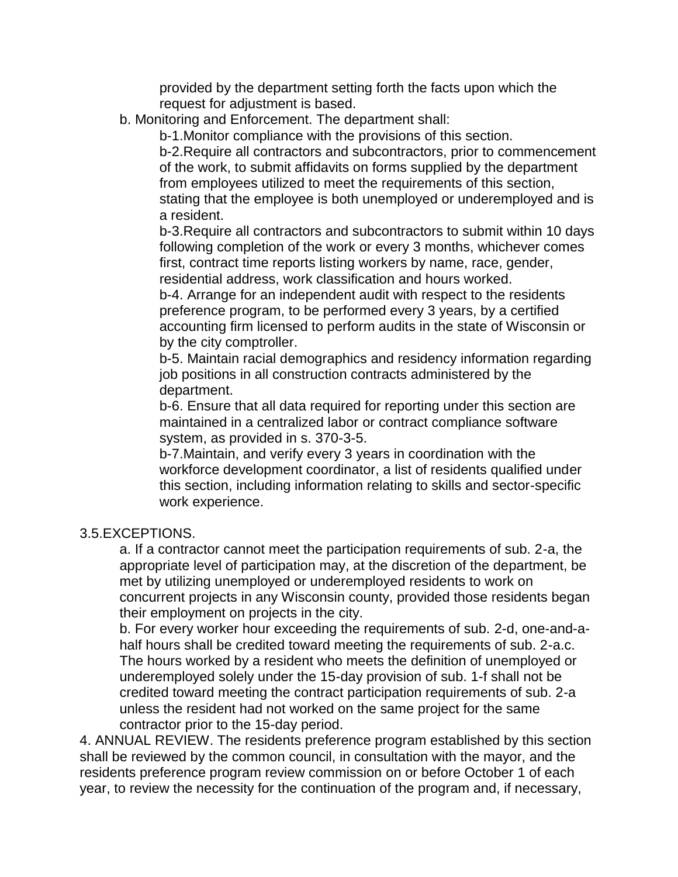provided by the department setting forth the facts upon which the request for adjustment is based.

b. Monitoring and Enforcement. The department shall:

b-1.Monitor compliance with the provisions of this section.

b-2.Require all contractors and subcontractors, prior to commencement of the work, to submit affidavits on forms supplied by the department from employees utilized to meet the requirements of this section, stating that the employee is both unemployed or underemployed and is a resident.

b-3.Require all contractors and subcontractors to submit within 10 days following completion of the work or every 3 months, whichever comes first, contract time reports listing workers by name, race, gender, residential address, work classification and hours worked.

b-4. Arrange for an independent audit with respect to the residents preference program, to be performed every 3 years, by a certified accounting firm licensed to perform audits in the state of Wisconsin or by the city comptroller.

b-5. Maintain racial demographics and residency information regarding job positions in all construction contracts administered by the department.

b-6. Ensure that all data required for reporting under this section are maintained in a centralized labor or contract compliance software system, as provided in s. 370-3-5.

b-7.Maintain, and verify every 3 years in coordination with the workforce development coordinator, a list of residents qualified under this section, including information relating to skills and sector-specific work experience.

3.5.EXCEPTIONS.

a. If a contractor cannot meet the participation requirements of sub. 2-a, the appropriate level of participation may, at the discretion of the department, be met by utilizing unemployed or underemployed residents to work on concurrent projects in any Wisconsin county, provided those residents began their employment on projects in the city.

b. For every worker hour exceeding the requirements of sub. 2-d, one-and-a-half hours shall be credited toward meeting the requirements of sub. 2-a.c. The hours worked by a resident who meets the definition of unemployed or underemployed solely under the 15-day provision of sub. 1-f shall not be credited toward meeting the contract participation requirements of sub. 2-a unless the resident had not worked on the same project for the same contractor prior to the 15-day period.

4. ANNUAL REVIEW. The residents preference program established by this section shall be reviewed by the common council, in consultation with the mayor, and the residents preference program review commission on or before October 1 of each year, to review the necessity for the continuation of the program and, if necessary,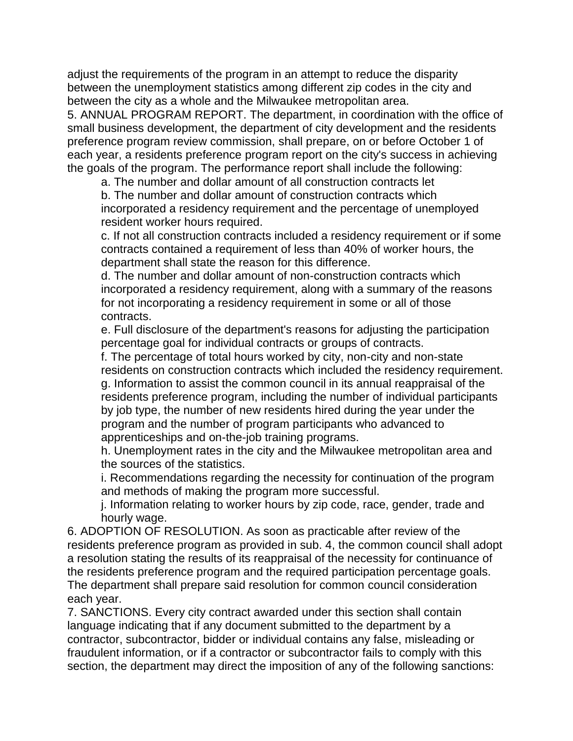adjust the requirements of the program in an attempt to reduce the disparity between the unemployment statistics among different zip codes in the city and between the city as a whole and the Milwaukee metropolitan area.

5. ANNUAL PROGRAM REPORT. The department, in coordination with the office of small business development, the department of city development and the residents preference program review commission, shall prepare, on or before October 1 of each year, a residents preference program report on the city's success in achieving the goals of the program. The performance report shall include the following:

a. The number and dollar amount of all construction contracts let

b. The number and dollar amount of construction contracts which incorporated a residency requirement and the percentage of unemployed resident worker hours required.

c. If not all construction contracts included a residency requirement or if some contracts contained a requirement of less than 40% of worker hours, the department shall state the reason for this difference.

d. The number and dollar amount of non-construction contracts which incorporated a residency requirement, along with a summary of the reasons for not incorporating a residency requirement in some or all of those contracts.

e. Full disclosure of the department's reasons for adjusting the participation percentage goal for individual contracts or groups of contracts.

f. The percentage of total hours worked by city, non-city and non-state residents on construction contracts which included the residency requirement.

g. Information to assist the common council in its annual reappraisal of the residents preference program, including the number of individual participants by job type, the number of new residents hired during the year under the program and the number of program participants who advanced to apprenticeships and on-the-job training programs.

h. Unemployment rates in the city and the Milwaukee metropolitan area and the sources of the statistics.

i. Recommendations regarding the necessity for continuation of the program and methods of making the program more successful.

j. Information relating to worker hours by zip code, race, gender, trade and hourly wage.

6. ADOPTION OF RESOLUTION. As soon as practicable after review of the residents preference program as provided in sub. 4, the common council shall adopt a resolution stating the results of its reappraisal of the necessity for continuance of the residents preference program and the required participation percentage goals. The department shall prepare said resolution for common council consideration each year.

7. SANCTIONS. Every city contract awarded under this section shall contain language indicating that if any document submitted to the department by a contractor, subcontractor, bidder or individual contains any false, misleading or fraudulent information, or if a contractor or subcontractor fails to comply with this section, the department may direct the imposition of any of the following sanctions: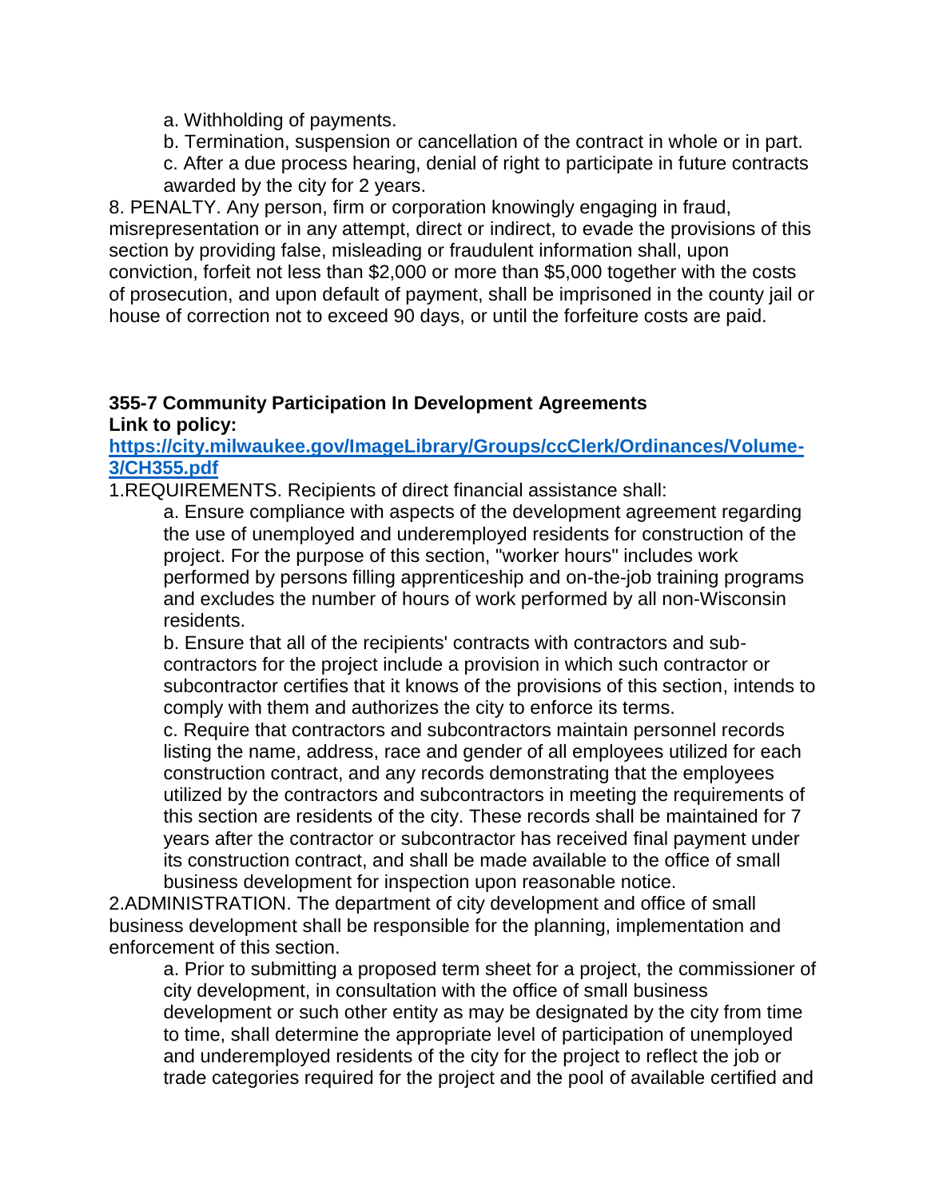a. Withholding of payments.

b. Termination, suspension or cancellation of the contract in whole or in part.

c. After a due process hearing, denial of right to participate in future contracts awarded by the city for 2 years.

8. PENALTY. Any person, firm or corporation knowingly engaging in fraud, misrepresentation or in any attempt, direct or indirect, to evade the provisions of this section by providing false, misleading or fraudulent information shall, upon conviction, forfeit not less than $2,000 or more than $5,000 together with the costs of prosecution, and upon default of payment, shall be imprisoned in the county jail or house of correction not to exceed 90 days, or until the forfeiture costs are paid.

**355-7 Community Participation In Development Agreements**
**Link to policy:**
[https://city.milwaukee.gov/ImageLibrary/Groups/ccClerk/Ordinances/Volume-3/CH355.pdf](https://city.milwaukee.gov/ImageLibrary/Groups/ccClerk/Ordinances/Volume-3/CH355.pdf)

1.REQUIREMENTS. Recipients of direct financial assistance shall:

a. Ensure compliance with aspects of the development agreement regarding the use of unemployed and underemployed residents for construction of the project. For the purpose of this section, "worker hours" includes work performed by persons filling apprenticeship and on-the-job training programs and excludes the number of hours of work performed by all non-Wisconsin residents.

b. Ensure that all of the recipients' contracts with contractors and sub-contractors for the project include a provision in which such contractor or subcontractor certifies that it knows of the provisions of this section, intends to comply with them and authorizes the city to enforce its terms.

c. Require that contractors and subcontractors maintain personnel records listing the name, address, race and gender of all employees utilized for each construction contract, and any records demonstrating that the employees utilized by the contractors and subcontractors in meeting the requirements of this section are residents of the city. These records shall be maintained for 7 years after the contractor or subcontractor has received final payment under its construction contract, and shall be made available to the office of small business development for inspection upon reasonable notice.

2.ADMINISTRATION. The department of city development and office of small business development shall be responsible for the planning, implementation and enforcement of this section.

a. Prior to submitting a proposed term sheet for a project, the commissioner of city development, in consultation with the office of small business development or such other entity as may be designated by the city from time to time, shall determine the appropriate level of participation of unemployed and underemployed residents of the city for the project to reflect the job or trade categories required for the project and the pool of available certified and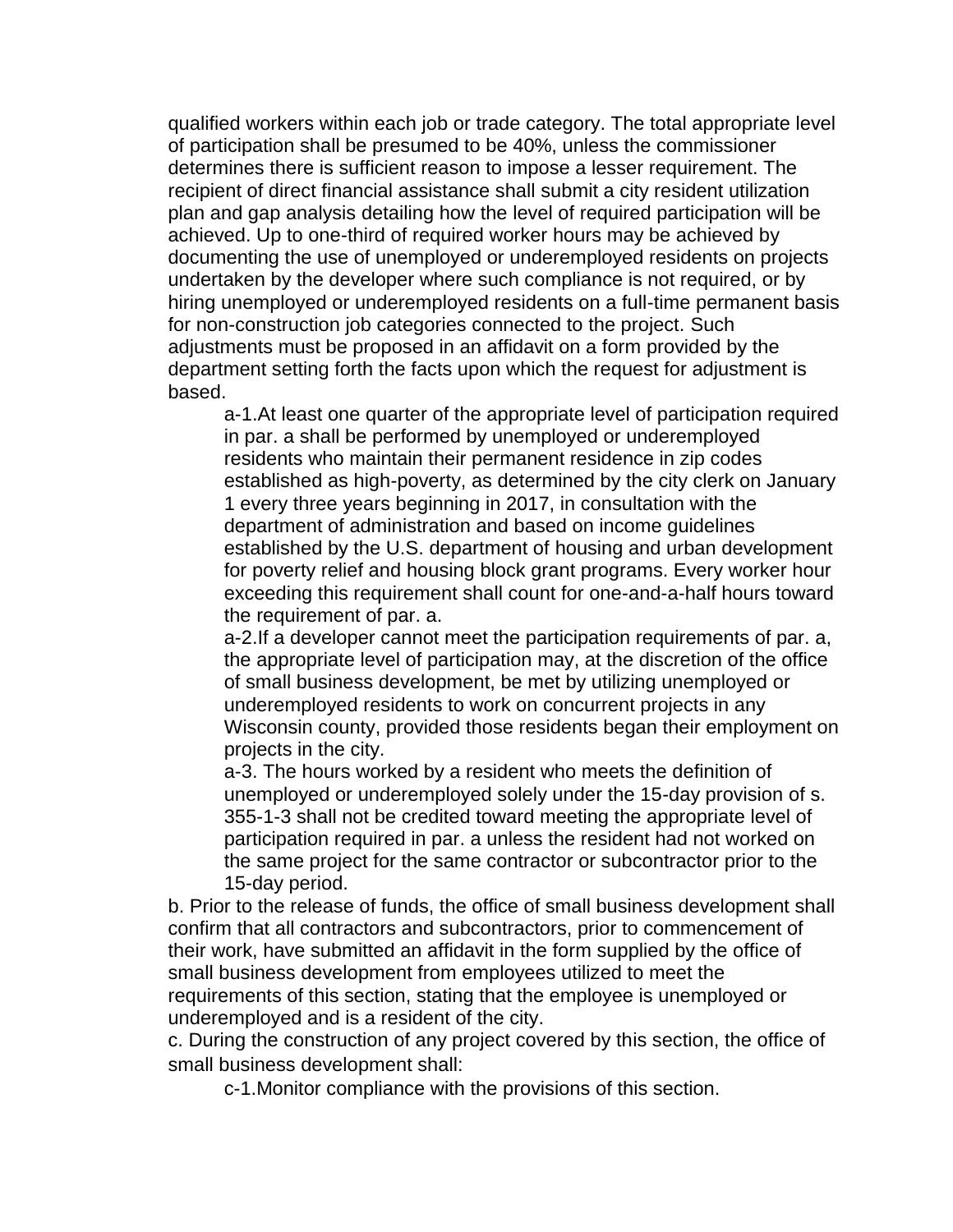qualified workers within each job or trade category. The total appropriate level of participation shall be presumed to be 40%, unless the commissioner determines there is sufficient reason to impose a lesser requirement. The recipient of direct financial assistance shall submit a city resident utilization plan and gap analysis detailing how the level of required participation will be achieved. Up to one-third of required worker hours may be achieved by documenting the use of unemployed or underemployed residents on projects undertaken by the developer where such compliance is not required, or by hiring unemployed or underemployed residents on a full-time permanent basis for non-construction job categories connected to the project. Such adjustments must be proposed in an affidavit on a form provided by the department setting forth the facts upon which the request for adjustment is based.

> a-1.At least one quarter of the appropriate level of participation required in par. a shall be performed by unemployed or underemployed residents who maintain their permanent residence in zip codes established as high-poverty, as determined by the city clerk on January 1 every three years beginning in 2017, in consultation with the department of administration and based on income guidelines established by the U.S. department of housing and urban development for poverty relief and housing block grant programs. Every worker hour exceeding this requirement shall count for one-and-a-half hours toward the requirement of par. a.
>
> a-2.If a developer cannot meet the participation requirements of par. a, the appropriate level of participation may, at the discretion of the office of small business development, be met by utilizing unemployed or underemployed residents to work on concurrent projects in any Wisconsin county, provided those residents began their employment on projects in the city.
>
> a-3. The hours worked by a resident who meets the definition of unemployed or underemployed solely under the 15-day provision of s. 355-1-3 shall not be credited toward meeting the appropriate level of participation required in par. a unless the resident had not worked on the same project for the same contractor or subcontractor prior to the 15-day period.

b. Prior to the release of funds, the office of small business development shall confirm that all contractors and subcontractors, prior to commencement of their work, have submitted an affidavit in the form supplied by the office of small business development from employees utilized to meet the requirements of this section, stating that the employee is unemployed or underemployed and is a resident of the city.

c. During the construction of any project covered by this section, the office of small business development shall:

> c-1.Monitor compliance with the provisions of this section.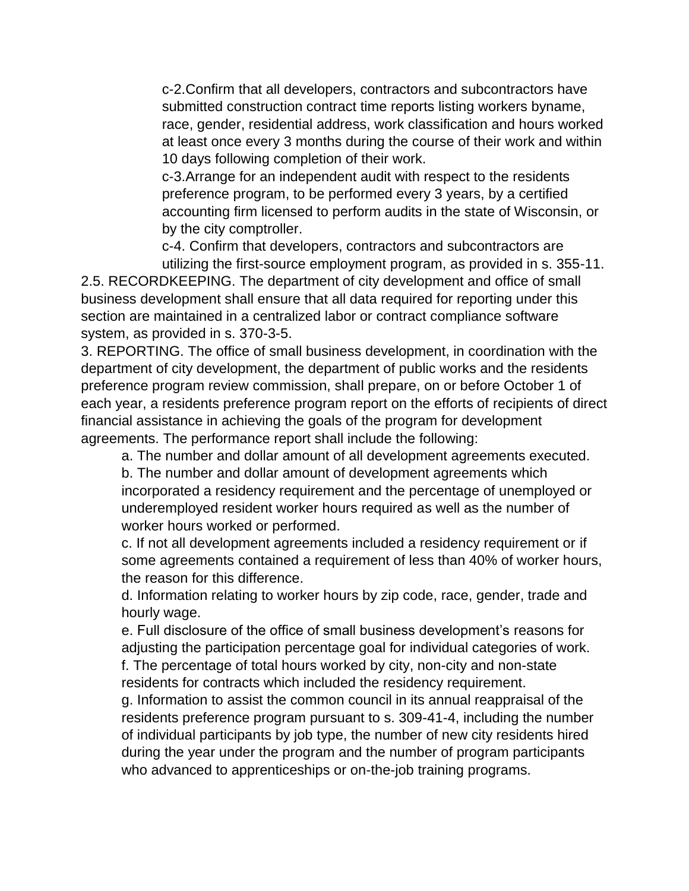c-2.Confirm that all developers, contractors and subcontractors have submitted construction contract time reports listing workers byname, race, gender, residential address, work classification and hours worked at least once every 3 months during the course of their work and within 10 days following completion of their work.

c-3.Arrange for an independent audit with respect to the residents preference program, to be performed every 3 years, by a certified accounting firm licensed to perform audits in the state of Wisconsin, or by the city comptroller.

c-4. Confirm that developers, contractors and subcontractors are utilizing the first-source employment program, as provided in s. 355-11.

2.5. RECORDKEEPING. The department of city development and office of small business development shall ensure that all data required for reporting under this section are maintained in a centralized labor or contract compliance software system, as provided in s. 370-3-5.

3. REPORTING. The office of small business development, in coordination with the department of city development, the department of public works and the residents preference program review commission, shall prepare, on or before October 1 of each year, a residents preference program report on the efforts of recipients of direct financial assistance in achieving the goals of the program for development agreements. The performance report shall include the following:

a. The number and dollar amount of all development agreements executed.

b. The number and dollar amount of development agreements which incorporated a residency requirement and the percentage of unemployed or underemployed resident worker hours required as well as the number of worker hours worked or performed.

c. If not all development agreements included a residency requirement or if some agreements contained a requirement of less than 40% of worker hours, the reason for this difference.

d. Information relating to worker hours by zip code, race, gender, trade and hourly wage.

e. Full disclosure of the office of small business development's reasons for adjusting the participation percentage goal for individual categories of work.

f. The percentage of total hours worked by city, non-city and non-state residents for contracts which included the residency requirement.

g. Information to assist the common council in its annual reappraisal of the residents preference program pursuant to s. 309-41-4, including the number of individual participants by job type, the number of new city residents hired during the year under the program and the number of program participants who advanced to apprenticeships or on-the-job training programs.